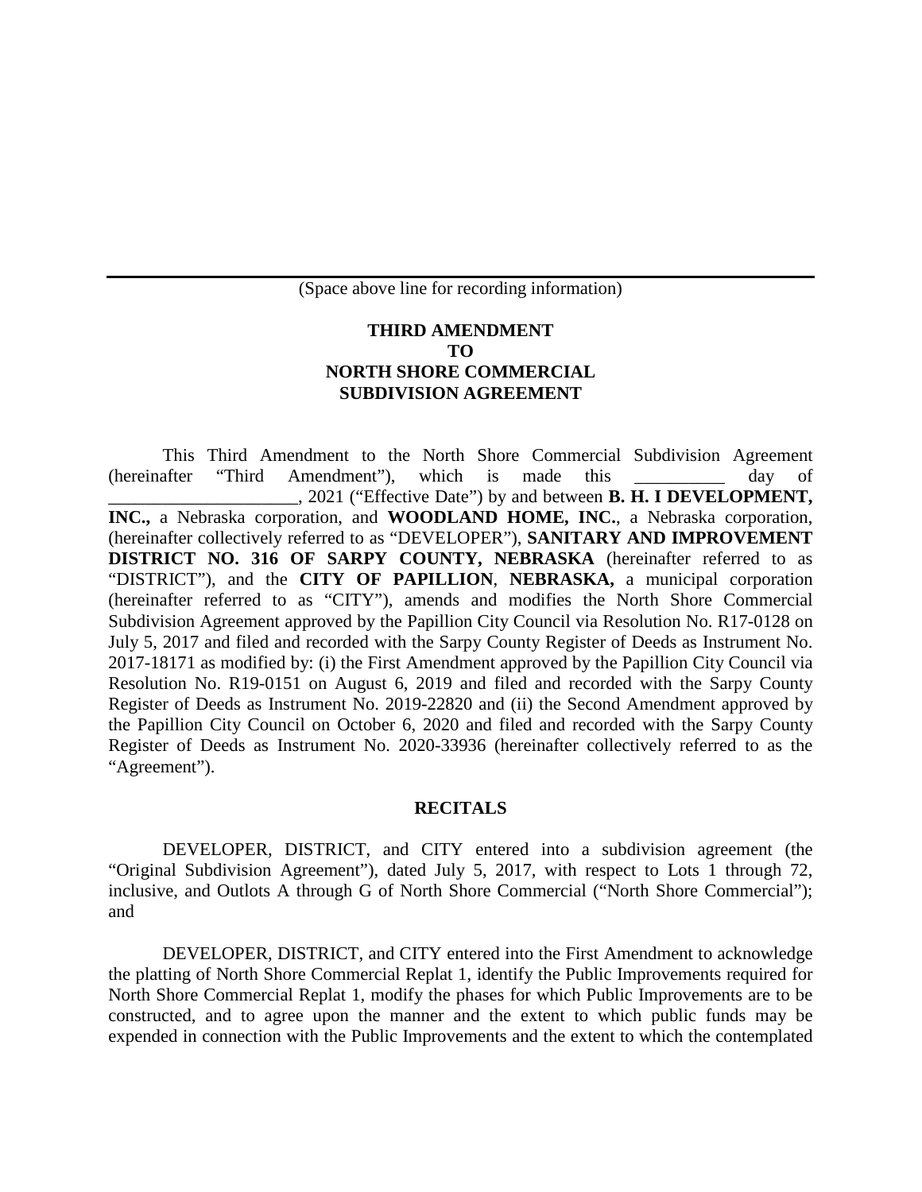---

(Space above line for recording information)

**THIRD AMENDMENT**
**TO**
**NORTH SHORE COMMERCIAL**
**SUBDIVISION AGREEMENT**

This Third Amendment to the North Shore Commercial Subdivision Agreement (hereinafter "Third Amendment"), which is made this __________ day of _____________________, 2021 ("Effective Date") by and between **B. H. I DEVELOPMENT, INC.,** a Nebraska corporation, and **WOODLAND HOME, INC.**, a Nebraska corporation, (hereinafter collectively referred to as "DEVELOPER"), **SANITARY AND IMPROVEMENT DISTRICT NO. 316 OF SARPY COUNTY, NEBRASKA** (hereinafter referred to as "DISTRICT"), and the **CITY OF PAPILLION**, **NEBRASKA,** a municipal corporation (hereinafter referred to as "CITY"), amends and modifies the North Shore Commercial Subdivision Agreement approved by the Papillion City Council via Resolution No. R17-0128 on July 5, 2017 and filed and recorded with the Sarpy County Register of Deeds as Instrument No. 2017-18171 as modified by: (i) the First Amendment approved by the Papillion City Council via Resolution No. R19-0151 on August 6, 2019 and filed and recorded with the Sarpy County Register of Deeds as Instrument No. 2019-22820 and (ii) the Second Amendment approved by the Papillion City Council on October 6, 2020 and filed and recorded with the Sarpy County Register of Deeds as Instrument No. 2020-33936 (hereinafter collectively referred to as the "Agreement").

**RECITALS**

DEVELOPER, DISTRICT, and CITY entered into a subdivision agreement (the "Original Subdivision Agreement"), dated July 5, 2017, with respect to Lots 1 through 72, inclusive, and Outlots A through G of North Shore Commercial ("North Shore Commercial"); and

DEVELOPER, DISTRICT, and CITY entered into the First Amendment to acknowledge the platting of North Shore Commercial Replat 1, identify the Public Improvements required for North Shore Commercial Replat 1, modify the phases for which Public Improvements are to be constructed, and to agree upon the manner and the extent to which public funds may be expended in connection with the Public Improvements and the extent to which the contemplated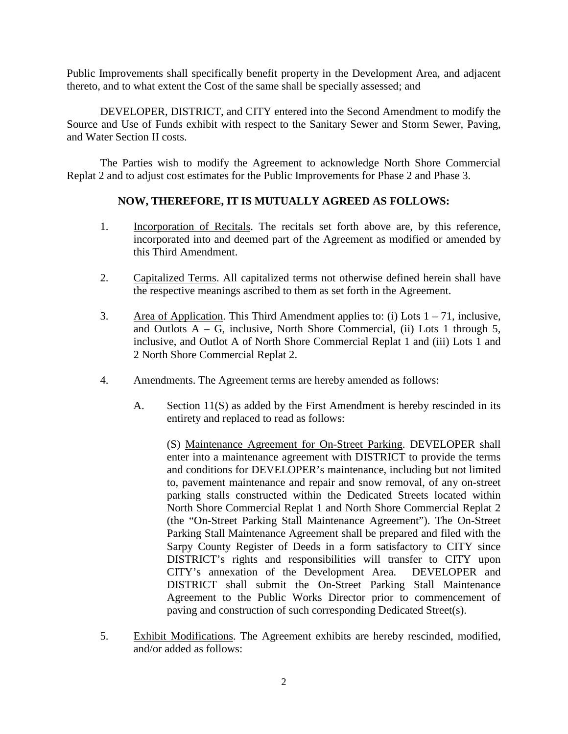Public Improvements shall specifically benefit property in the Development Area, and adjacent thereto, and to what extent the Cost of the same shall be specially assessed; and

DEVELOPER, DISTRICT, and CITY entered into the Second Amendment to modify the Source and Use of Funds exhibit with respect to the Sanitary Sewer and Storm Sewer, Paving, and Water Section II costs.

The Parties wish to modify the Agreement to acknowledge North Shore Commercial Replat 2 and to adjust cost estimates for the Public Improvements for Phase 2 and Phase 3.

**NOW, THEREFORE, IT IS MUTUALLY AGREED AS FOLLOWS:**

1. Incorporation of Recitals. The recitals set forth above are, by this reference, incorporated into and deemed part of the Agreement as modified or amended by this Third Amendment.

2. Capitalized Terms. All capitalized terms not otherwise defined herein shall have the respective meanings ascribed to them as set forth in the Agreement.

3. Area of Application. This Third Amendment applies to: (i) Lots 1 – 71, inclusive, and Outlots A – G, inclusive, North Shore Commercial, (ii) Lots 1 through 5, inclusive, and Outlot A of North Shore Commercial Replat 1 and (iii) Lots 1 and 2 North Shore Commercial Replat 2.

4. Amendments. The Agreement terms are hereby amended as follows:

   A. Section 11(S) as added by the First Amendment is hereby rescinded in its entirety and replaced to read as follows:

      (S) Maintenance Agreement for On-Street Parking. DEVELOPER shall enter into a maintenance agreement with DISTRICT to provide the terms and conditions for DEVELOPER's maintenance, including but not limited to, pavement maintenance and repair and snow removal, of any on-street parking stalls constructed within the Dedicated Streets located within North Shore Commercial Replat 1 and North Shore Commercial Replat 2 (the "On-Street Parking Stall Maintenance Agreement"). The On-Street Parking Stall Maintenance Agreement shall be prepared and filed with the Sarpy County Register of Deeds in a form satisfactory to CITY since DISTRICT's rights and responsibilities will transfer to CITY upon CITY's annexation of the Development Area. DEVELOPER and DISTRICT shall submit the On-Street Parking Stall Maintenance Agreement to the Public Works Director prior to commencement of paving and construction of such corresponding Dedicated Street(s).

5. Exhibit Modifications. The Agreement exhibits are hereby rescinded, modified, and/or added as follows: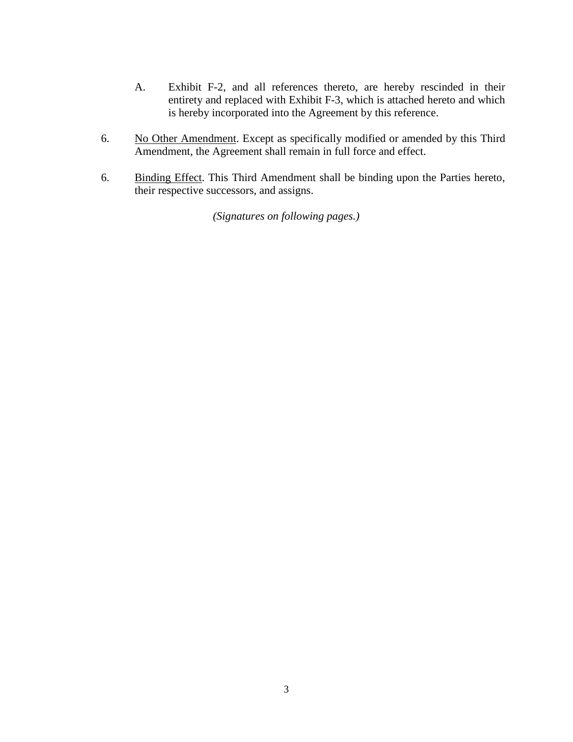A. Exhibit F-2, and all references thereto, are hereby rescinded in their entirety and replaced with Exhibit F-3, which is attached hereto and which is hereby incorporated into the Agreement by this reference.

6. <u>No Other Amendment</u>. Except as specifically modified or amended by this Third Amendment, the Agreement shall remain in full force and effect.

6. <u>Binding Effect</u>. This Third Amendment shall be binding upon the Parties hereto, their respective successors, and assigns.

*(Signatures on following pages.)*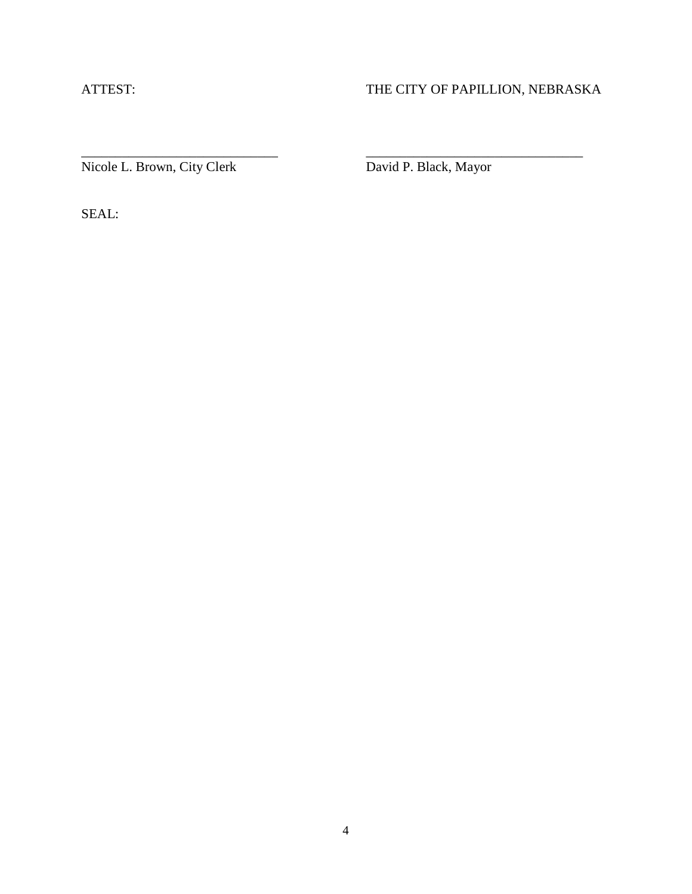ATTEST: THE CITY OF PAPILLION, NEBRASKA

| | |
|---|---|
| ______________________________ | ________________________________ |
| Nicole L. Brown, City Clerk | David P. Black, Mayor |

SEAL: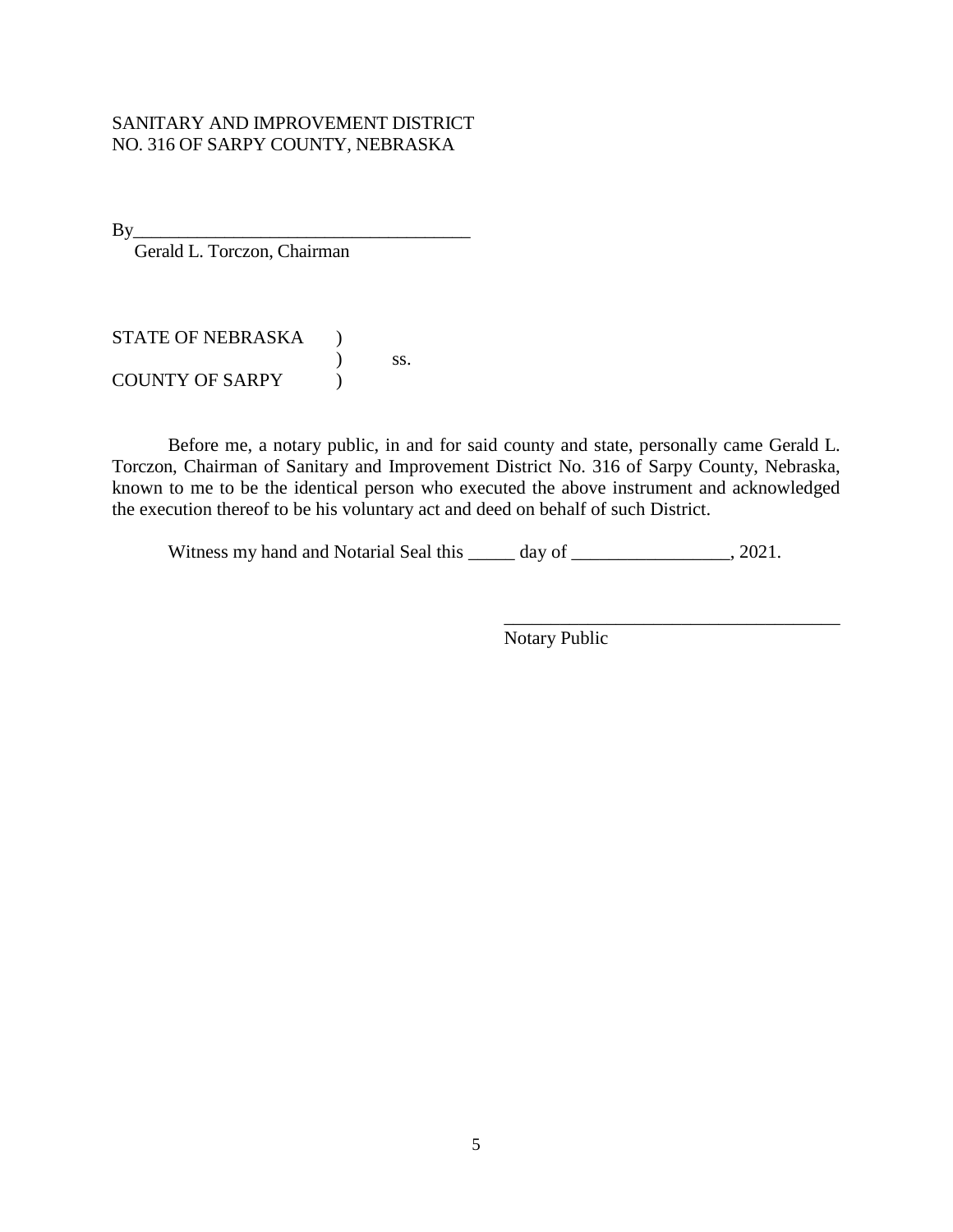SANITARY AND IMPROVEMENT DISTRICT
NO. 316 OF SARPY COUNTY, NEBRASKA

By_____________________________________
Gerald L. Torczon, Chairman

STATE OF NEBRASKA )
) ss.
COUNTY OF SARPY )

Before me, a notary public, in and for said county and state, personally came Gerald L. Torczon, Chairman of Sanitary and Improvement District No. 316 of Sarpy County, Nebraska, known to me to be the identical person who executed the above instrument and acknowledged the execution thereof to be his voluntary act and deed on behalf of such District.

Witness my hand and Notarial Seal this _____ day of _________________, 2021.

_____________________________________
Notary Public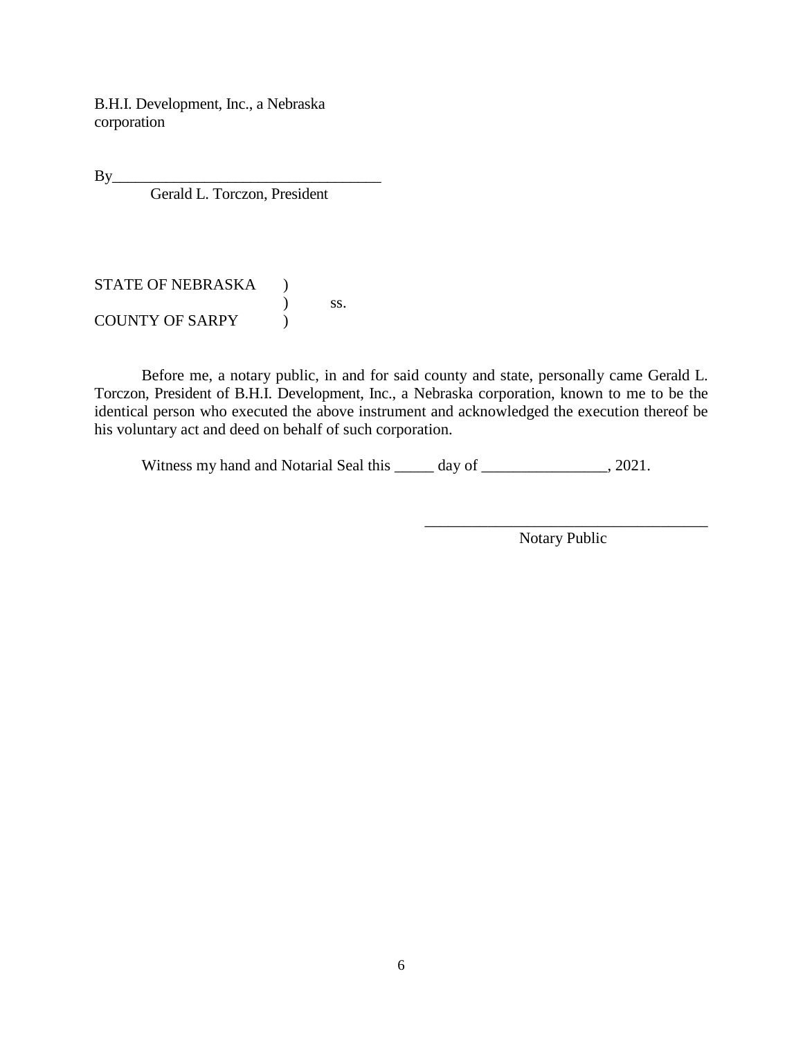B.H.I. Development, Inc., a Nebraska corporation

By___________________________________
Gerald L. Torczon, President

STATE OF NEBRASKA )
) ss.
COUNTY OF SARPY )

Before me, a notary public, in and for said county and state, personally came Gerald L. Torczon, President of B.H.I. Development, Inc., a Nebraska corporation, known to me to be the identical person who executed the above instrument and acknowledged the execution thereof be his voluntary act and deed on behalf of such corporation.

Witness my hand and Notarial Seal this _____ day of ________________, 2021.

_____________________________________
Notary Public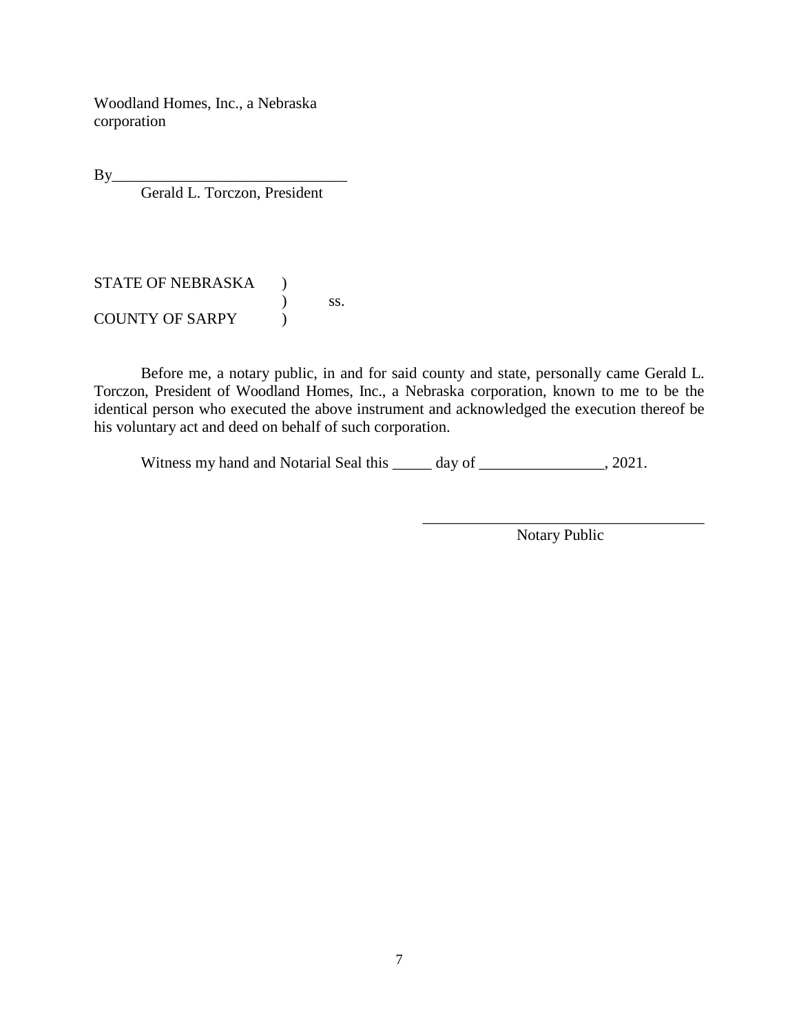Woodland Homes, Inc., a Nebraska corporation

By______________________________
Gerald L. Torczon, President

STATE OF NEBRASKA )
) ss.
COUNTY OF SARPY )

Before me, a notary public, in and for said county and state, personally came Gerald L. Torczon, President of Woodland Homes, Inc., a Nebraska corporation, known to me to be the identical person who executed the above instrument and acknowledged the execution thereof be his voluntary act and deed on behalf of such corporation.

Witness my hand and Notarial Seal this _____ day of ________________, 2021.

____________________________________
Notary Public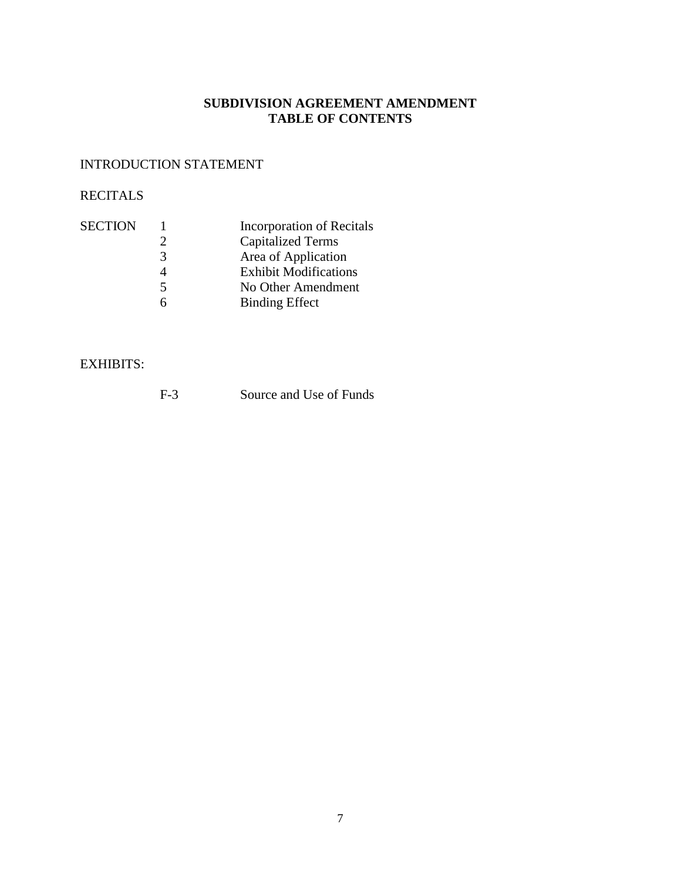# SUBDIVISION AGREEMENT AMENDMENT
## TABLE OF CONTENTS

INTRODUCTION STATEMENT

RECITALS

| | | |
|---|---|---|
| SECTION | 1 | Incorporation of Recitals |
| | 2 | Capitalized Terms |
| | 3 | Area of Application |
| | 4 | Exhibit Modifications |
| | 5 | No Other Amendment |
| | 6 | Binding Effect |

EXHIBITS:

| | |
|---|---|
| F-3 | Source and Use of Funds |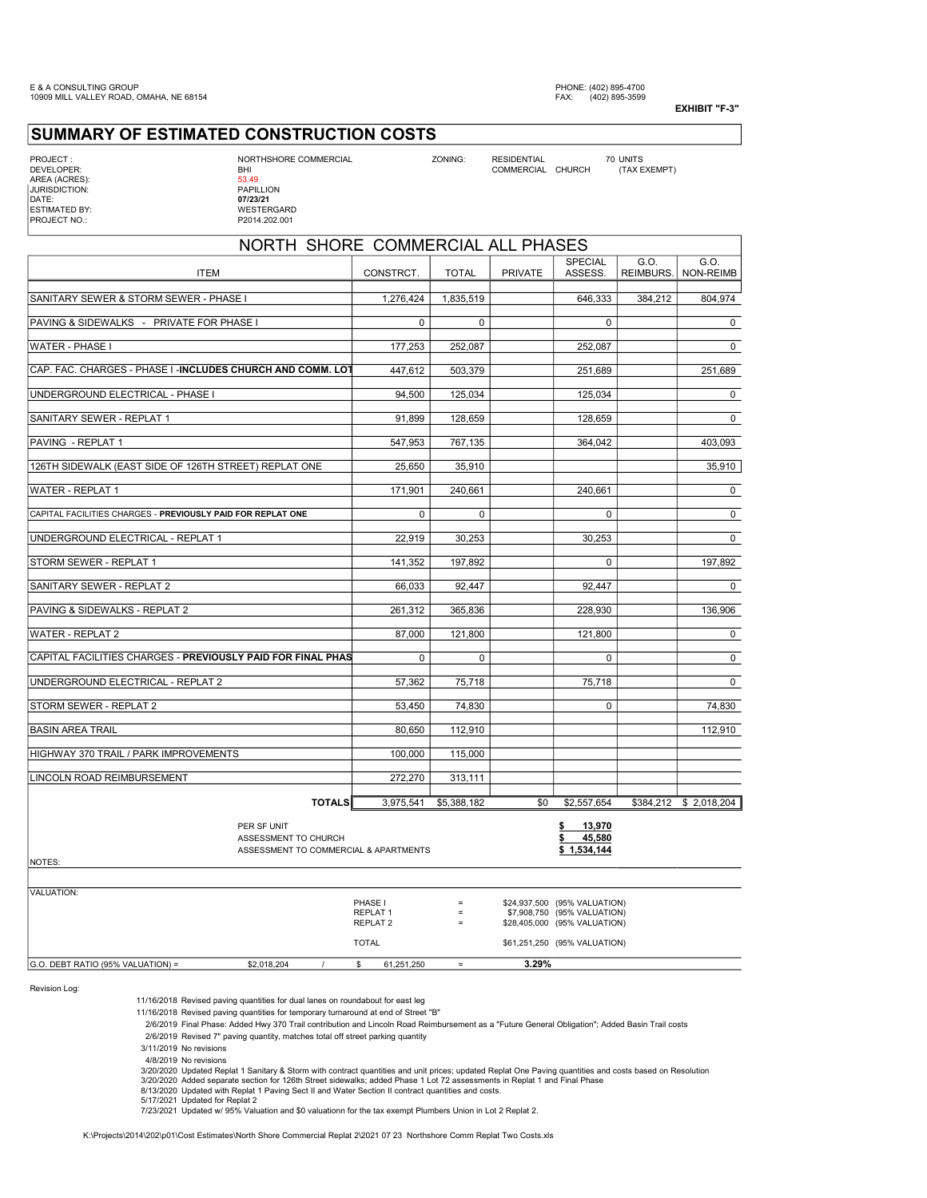E & A CONSULTING GROUP
10909 MILL VALLEY ROAD, OMAHA, NE 68154

PHONE: (402) 895-4700
FAX: (402) 895-3599

**EXHIBIT "F-3"**

# SUMMARY OF ESTIMATED CONSTRUCTION COSTS

| | | | |
|---|---|---|---|
| PROJECT : | NORTHSHORE COMMERCIAL | ZONING: | RESIDENTIAL 70 UNITS |
| DEVELOPER: | BHI | | COMMERCIAL CHURCH (TAX EXEMPT) |
| AREA (ACRES): | 53.49 | | |
| JURISDICTION: | PAPILLION | | |
| DATE: | **07/23/21** | | |
| ESTIMATED BY: | WESTERGARD | | |
| PROJECT NO.: | P2014.202.001 | | |

## NORTH SHORE COMMERCIAL ALL PHASES

| ITEM | CONSTRCT. | TOTAL | PRIVATE | SPECIAL ASSESS. | G.O. REIMBURS. | G.O. NON-REIMB |
|---|---|---|---|---|---|---|
| SANITARY SEWER & STORM SEWER - PHASE I | 1,276,424 | 1,835,519 | | 646,333 | 384,212 | 804,974 |
| PAVING & SIDEWALKS - PRIVATE FOR PHASE I | 0 | 0 | | 0 | | 0 |
| WATER - PHASE I | 177,253 | 252,087 | | 252,087 | | 0 |
| CAP. FAC. CHARGES - PHASE I -**INCLUDES CHURCH AND COMM. LOT** | 447,612 | 503,379 | | 251,689 | | 251,689 |
| UNDERGROUND ELECTRICAL - PHASE I | 94,500 | 125,034 | | 125,034 | | 0 |
| SANITARY SEWER - REPLAT 1 | 91,899 | 128,659 | | 128,659 | | 0 |
| PAVING - REPLAT 1 | 547,953 | 767,135 | | 364,042 | | 403,093 |
| 126TH SIDEWALK (EAST SIDE OF 126TH STREET) REPLAT ONE | 25,650 | 35,910 | | | | 35,910 |
| WATER - REPLAT 1 | 171,901 | 240,661 | | 240,661 | | 0 |
| CAPITAL FACILITIES CHARGES - **PREVIOUSLY PAID FOR REPLAT ONE** | 0 | 0 | | 0 | | 0 |
| UNDERGROUND ELECTRICAL - REPLAT 1 | 22,919 | 30,253 | | 30,253 | | 0 |
| STORM SEWER - REPLAT 1 | 141,352 | 197,892 | | 0 | | 197,892 |
| SANITARY SEWER - REPLAT 2 | 66,033 | 92,447 | | 92,447 | | 0 |
| PAVING & SIDEWALKS - REPLAT 2 | 261,312 | 365,836 | | 228,930 | | 136,906 |
| WATER - REPLAT 2 | 87,000 | 121,800 | | 121,800 | | 0 |
| CAPITAL FACILITIES CHARGES - **PREVIOUSLY PAID FOR FINAL PHAS** | 0 | 0 | | 0 | | 0 |
| UNDERGROUND ELECTRICAL - REPLAT 2 | 57,362 | 75,718 | | 75,718 | | 0 |
| STORM SEWER - REPLAT 2 | 53,450 | 74,830 | | 0 | | 74,830 |
| BASIN AREA TRAIL | 80,650 | 112,910 | | | | 112,910 |
| HIGHWAY 370 TRAIL / PARK IMPROVEMENTS | 100,000 | 115,000 | | | | |
| LINCOLN ROAD REIMBURSEMENT | 272,270 | 313,111 | | | | |
| **TOTALS** | 3,975,541 | $5,388,182 | $0 | $2,557,654 | $384,212 | $ 2,018,204 |

| | |
|---|---|
| PER SF UNIT | **$ 13,970** |
| ASSESSMENT TO CHURCH | **$ 45,580** |
| ASSESSMENT TO COMMERCIAL & APARTMENTS | **$ 1,534,144** |

NOTES:

VALUATION:

| | | |
|---|---|---|
| PHASE I | = | $24,937,500 (95% VALUATION) |
| REPLAT 1 | = | $7,908,750 (95% VALUATION) |
| REPLAT 2 | = | $28,405,000 (95% VALUATION) |
| TOTAL | | $61,251,250 (95% VALUATION) |

G.O. DEBT RATIO (95% VALUATION) = $2,018,204 / $ 61,251,250 = **3.29%**

Revision Log:

- 11/16/2018 Revised paving quantities for dual lanes on roundabout for east leg
- 11/16/2018 Revised paving quantities for temporary turnaround at end of Street "B"
- 2/6/2019 Final Phase: Added Hwy 370 Trail contribution and Lincoln Road Reimbursement as a "Future General Obligation"; Added Basin Trail costs
- 2/6/2019 Revised 7" paving quantity, matches total off street parking quantity
- 3/11/2019 No revisions
- 4/8/2019 No revisions
- 3/20/2020 Updated Replat 1 Sanitary & Storm with contract quantities and unit prices; updated Replat One Paving quantities and costs based on Resolution
- 3/20/2020 Added separate section for 126th Street sidewalks; added Phase 1 Lot 72 assessments in Replat 1 and Final Phase
- 8/13/2020 Updated with Replat 1 Paving Sect II and Water Section II contract quantities and costs.
- 5/17/2021 Updated for Replat 2
- 7/23/2021 Updated w/ 95% Valuation and $0 valuationn for the tax exempt Plumbers Union in Lot 2 Replat 2.

K:\Projects\2014\202\p01\Cost Estimates\North Shore Commercial Replat 2\2021 07 23 Northshore Comm Replat Two Costs.xls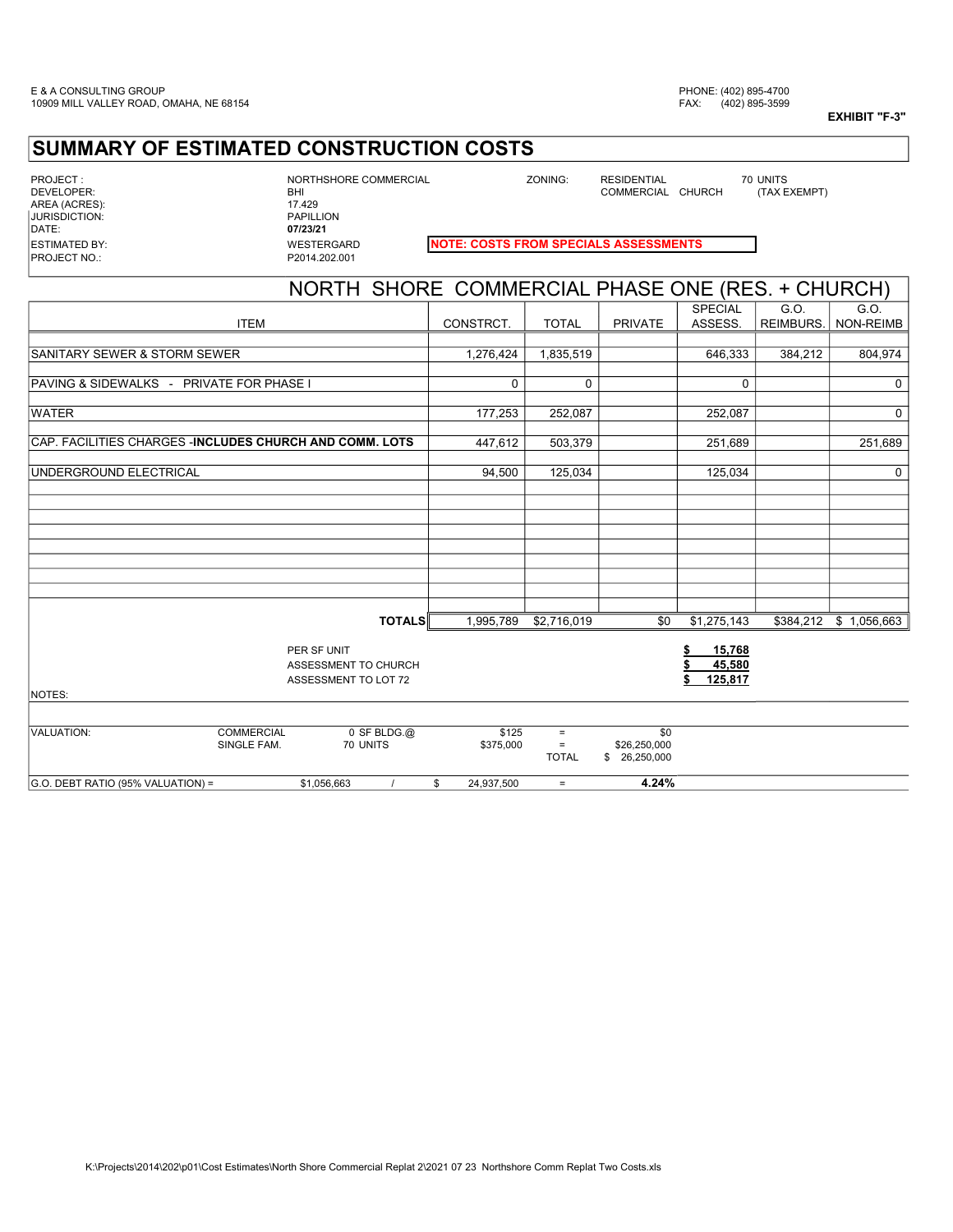E & A CONSULTING GROUP
10909 MILL VALLEY ROAD, OMAHA, NE 68154

PHONE: (402) 895-4700
FAX: (402) 895-3599

**EXHIBIT "F-3"**

# SUMMARY OF ESTIMATED CONSTRUCTION COSTS

| | | | | |
|---|---|---|---|---|
| PROJECT : | NORTHSHORE COMMERCIAL | ZONING: | RESIDENTIAL | 70 UNITS |
| DEVELOPER: | BHI | | COMMERCIAL CHURCH | (TAX EXEMPT) |
| AREA (ACRES): | 17.429 | | | |
| JURISDICTION: | PAPILLION | | | |
| DATE: | **07/23/21** | | | |
| ESTIMATED BY: | WESTERGARD | **NOTE: COSTS FROM SPECIALS ASSESSMENTS** | | |
| PROJECT NO.: | P2014.202.001 | | | |

## NORTH SHORE COMMERCIAL PHASE ONE (RES. + CHURCH)

| ITEM | CONSTRCT. | TOTAL | PRIVATE | SPECIAL ASSESS. | G.O. REIMBURS. | G.O. NON-REIMB |
|---|---|---|---|---|---|---|
| SANITARY SEWER & STORM SEWER | 1,276,424 | 1,835,519 | | 646,333 | 384,212 | 804,974 |
| PAVING & SIDEWALKS - PRIVATE FOR PHASE I | 0 | 0 | | 0 | | 0 |
| WATER | 177,253 | 252,087 | | 252,087 | | 0 |
| CAP. FACILITIES CHARGES -**INCLUDES CHURCH AND COMM. LOTS** | 447,612 | 503,379 | | 251,689 | | 251,689 |
| UNDERGROUND ELECTRICAL | 94,500 | 125,034 | | 125,034 | | 0 |
| **TOTALS** | 1,995,789 | $2,716,019 | $0 | $1,275,143 | $384,212 | $ 1,056,663 |

| | |
|---|---|
| PER SF UNIT | $ 15,768 |
| ASSESSMENT TO CHURCH | $ 45,580 |
| ASSESSMENT TO LOT 72 | $ 125,817 |

NOTES:

| VALUATION: | | | | | |
|---|---|---|---|---|---|
| | COMMERCIAL | 0 SF BLDG.@ | $125 | = | $0 |
| | SINGLE FAM. | 70 UNITS | $375,000 | = | $26,250,000 |
| | | | | TOTAL | $ 26,250,000 |

G.O. DEBT RATIO (95% VALUATION) = $1,056,663 / $ 24,937,500 = **4.24%**

K:\Projects\2014\202\p01\Cost Estimates\North Shore Commercial Replat 2\2021 07 23 Northshore Comm Replat Two Costs.xls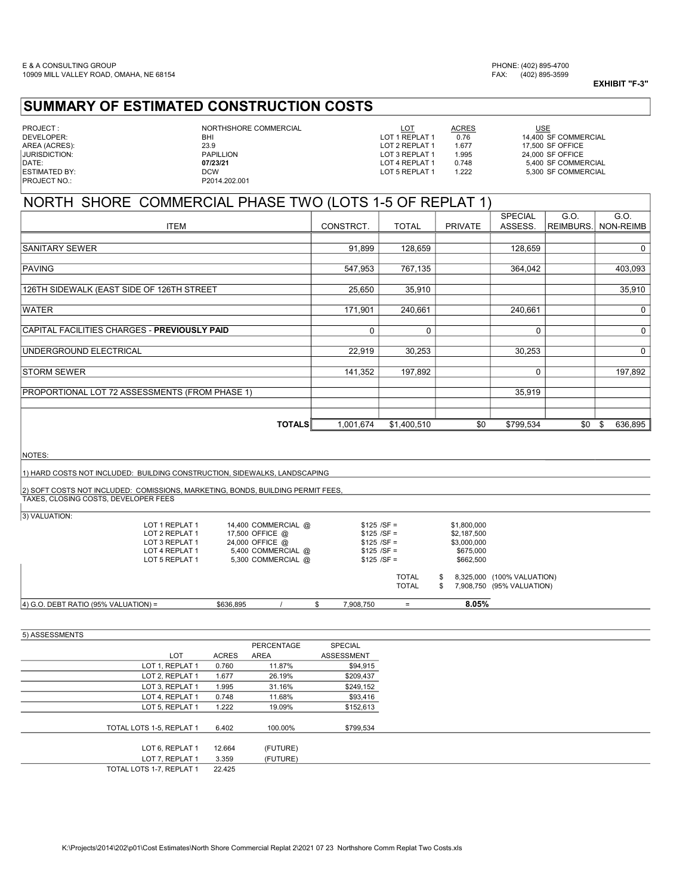E & A CONSULTING GROUP
10909 MILL VALLEY ROAD, OMAHA, NE 68154

PHONE: (402) 895-4700
FAX: (402) 895-3599

**EXHIBIT "F-3"**

# SUMMARY OF ESTIMATED CONSTRUCTION COSTS

| | | | | | |
|---|---|---|---|---|---|
| PROJECT : | NORTHSHORE COMMERCIAL | LOT | ACRES | USE | |
| DEVELOPER: | BHI | LOT 1 REPLAT 1 | 0.76 | 14,400 | SF COMMERCIAL |
| AREA (ACRES): | 23.9 | LOT 2 REPLAT 1 | 1.677 | 17,500 | SF OFFICE |
| JURISDICTION: | PAPILLION | LOT 3 REPLAT 1 | 1.995 | 24,000 | SF OFFICE |
| DATE: | **07/23/21** | LOT 4 REPLAT 1 | 0.748 | 5,400 | SF COMMERCIAL |
| ESTIMATED BY: | DCW | LOT 5 REPLAT 1 | 1.222 | 5,300 | SF COMMERCIAL |
| PROJECT NO.: | P2014.202.001 | | | | |

## NORTH SHORE COMMERCIAL PHASE TWO (LOTS 1-5 OF REPLAT 1)

| ITEM | CONSTRCT. | TOTAL | PRIVATE | SPECIAL ASSESS. | G.O. REIMBURS. | G.O. NON-REIMB |
|---|---|---|---|---|---|---|
| SANITARY SEWER | 91,899 | 128,659 | | 128,659 | | 0 |
| PAVING | 547,953 | 767,135 | | 364,042 | | 403,093 |
| 126TH SIDEWALK (EAST SIDE OF 126TH STREET | 25,650 | 35,910 | | | | 35,910 |
| WATER | 171,901 | 240,661 | | 240,661 | | 0 |
| CAPITAL FACILITIES CHARGES - **PREVIOUSLY PAID** | 0 | 0 | | 0 | | 0 |
| UNDERGROUND ELECTRICAL | 22,919 | 30,253 | | 30,253 | | 0 |
| STORM SEWER | 141,352 | 197,892 | | 0 | | 197,892 |
| PROPORTIONAL LOT 72 ASSESSMENTS (FROM PHASE 1) | | | | 35,919 | | |
| **TOTALS** | 1,001,674 | $1,400,510 | $0 | $799,534 | $0 | $ 636,895 |

NOTES:

1) HARD COSTS NOT INCLUDED: BUILDING CONSTRUCTION, SIDEWALKS, LANDSCAPING

2) SOFT COSTS NOT INCLUDED: COMISSIONS, MARKETING, BONDS, BUILDING PERMIT FEES, TAXES, CLOSING COSTS, DEVELOPER FEES

3) VALUATION:

| | | | | |
|---|---|---|---|---|
| LOT 1 REPLAT 1 | 14,400 COMMERCIAL @ | $125 /SF = | $1,800,000 | |
| LOT 2 REPLAT 1 | 17,500 OFFICE @ | $125 /SF = | $2,187,500 | |
| LOT 3 REPLAT 1 | 24,000 OFFICE @ | $125 /SF = | $3,000,000 | |
| LOT 4 REPLAT 1 | 5,400 COMMERCIAL @ | $125 /SF = | $675,000 | |
| LOT 5 REPLAT 1 | 5,300 COMMERCIAL @ | $125 /SF = | $662,500 | |
| | | TOTAL | $ 8,325,000 | (100% VALUATION) |
| | | TOTAL | $ 7,908,750 | (95% VALUATION) |

4) G.O. DEBT RATIO (95% VALUATION) = $636,895 / $ 7,908,750 = **8.05%**

5) ASSESSMENTS

| LOT | ACRES | PERCENTAGE AREA | SPECIAL ASSESSMENT |
|---|---|---|---|
| LOT 1, REPLAT 1 | 0.760 | 11.87% | $94,915 |
| LOT 2, REPLAT 1 | 1.677 | 26.19% | $209,437 |
| LOT 3, REPLAT 1 | 1.995 | 31.16% | $249,152 |
| LOT 4, REPLAT 1 | 0.748 | 11.68% | $93,416 |
| LOT 5, REPLAT 1 | 1.222 | 19.09% | $152,613 |
| TOTAL LOTS 1-5, REPLAT 1 | 6.402 | 100.00% | $799,534 |
| LOT 6, REPLAT 1 | 12.664 | (FUTURE) | |
| LOT 7, REPLAT 1 | 3.359 | (FUTURE) | |
| TOTAL LOTS 1-7, REPLAT 1 | 22.425 | | |

K:\Projects\2014\202\p01\Cost Estimates\North Shore Commercial Replat 2\2021 07 23 Northshore Comm Replat Two Costs.xls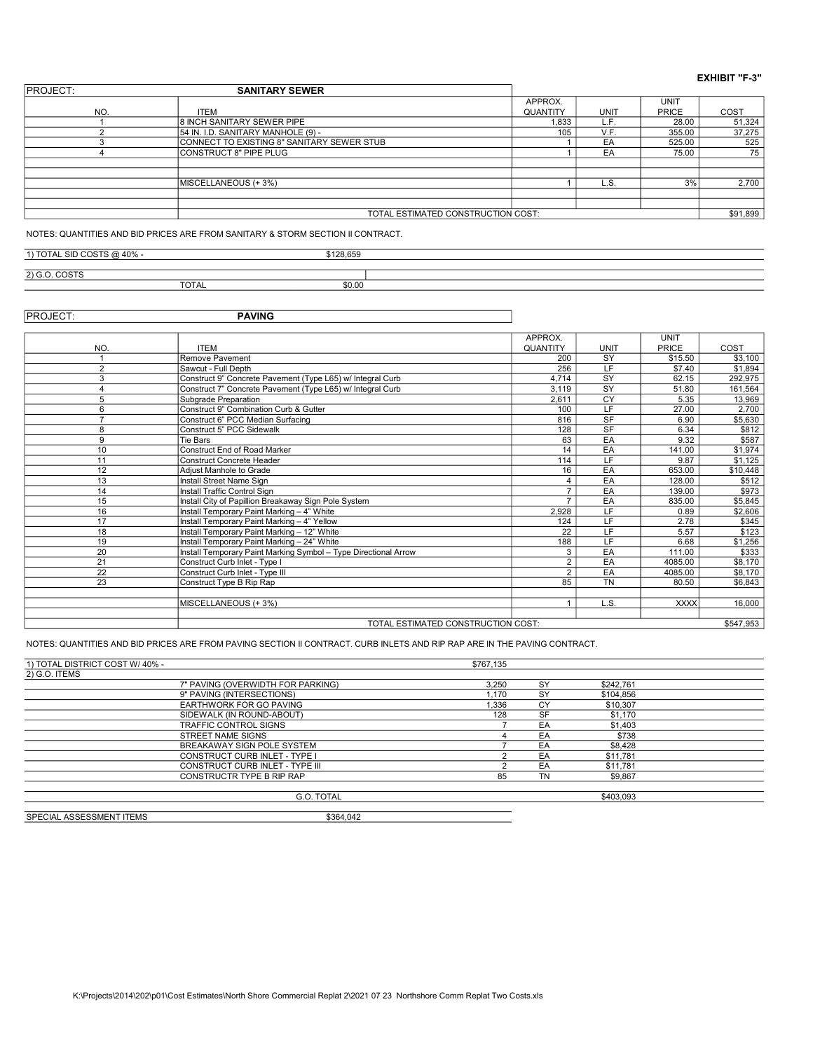**EXHIBIT "F-3"**

| PROJECT: | SANITARY SEWER | | | | |
|---|---|---|---|---|---|
| NO. | ITEM | APPROX. QUANTITY | UNIT | UNIT PRICE | COST |
| 1 | 8 INCH SANITARY SEWER PIPE | 1,833 | L.F. | 28.00 | 51,324 |
| 2 | 54 IN. I.D. SANITARY MANHOLE (9) - | 105 | V.F. | 355.00 | 37,275 |
| 3 | CONNECT TO EXISTING 8" SANITARY SEWER STUB | 1 | EA | 525.00 | 525 |
| 4 | CONSTRUCT 8" PIPE PLUG | 1 | EA | 75.00 | 75 |
| | | | | | |
| | MISCELLANEOUS (+ 3%) | 1 | L.S. | 3% | 2,700 |
| | | | | | |
| | TOTAL ESTIMATED CONSTRUCTION COST: | | | | $91,899 |

NOTES: QUANTITIES AND BID PRICES ARE FROM SANITARY & STORM SECTION II CONTRACT.

| | | |
|---|---|---|
| 1) TOTAL SID COSTS @ 40% - | | $128,659 |
| 2) G.O. COSTS | | |
| | TOTAL | $0.00 |

| PROJECT: | PAVING | | | | |
|---|---|---|---|---|---|
| NO. | ITEM | APPROX. QUANTITY | UNIT | UNIT PRICE | COST |
| 1 | Remove Pavement | 200 | SY | $15.50 | $3,100 |
| 2 | Sawcut - Full Depth | 256 | LF | $7.40 | $1,894 |
| 3 | Construct 9" Concrete Pavement (Type L65) w/ Integral Curb | 4,714 | SY | 62.15 | 292,975 |
| 4 | Construct 7" Concrete Pavement (Type L65) w/ Integral Curb | 3,119 | SY | 51.80 | 161,564 |
| 5 | Subgrade Preparation | 2,611 | CY | 5.35 | 13,969 |
| 6 | Construct 9" Combination Curb & Gutter | 100 | LF | 27.00 | 2,700 |
| 7 | Construct 6" PCC Median Surfacing | 816 | SF | 6.90 | $5,630 |
| 8 | Construct 5" PCC Sidewalk | 128 | SF | 6.34 | $812 |
| 9 | Tie Bars | 63 | EA | 9.32 | $587 |
| 10 | Construct End of Road Marker | 14 | EA | 141.00 | $1,974 |
| 11 | Construct Concrete Header | 114 | LF | 9.87 | $1,125 |
| 12 | Adjust Manhole to Grade | 16 | EA | 653.00 | $10,448 |
| 13 | Install Street Name Sign | 4 | EA | 128.00 | $512 |
| 14 | Install Traffic Control Sign | 7 | EA | 139.00 | $973 |
| 15 | Install City of Papillion Breakaway Sign Pole System | 7 | EA | 835.00 | $5,845 |
| 16 | Install Temporary Paint Marking – 4" White | 2,928 | LF | 0.89 | $2,606 |
| 17 | Install Temporary Paint Marking – 4" Yellow | 124 | LF | 2.78 | $345 |
| 18 | Install Temporary Paint Marking – 12" White | 22 | LF | 5.57 | $123 |
| 19 | Install Temporary Paint Marking – 24" White | 188 | LF | 6.68 | $1,256 |
| 20 | Install Temporary Paint Marking Symbol – Type Directional Arrow | 3 | EA | 111.00 | $333 |
| 21 | Construct Curb Inlet - Type I | 2 | EA | 4085.00 | $8,170 |
| 22 | Construct Curb Inlet - Type III | 2 | EA | 4085.00 | $8,170 |
| 23 | Construct Type B Rip Rap | 85 | TN | 80.50 | $6,843 |
| | | | | | |
| | MISCELLANEOUS (+ 3%) | 1 | L.S. | XXXX | 16,000 |
| | | | | | |
| | TOTAL ESTIMATED CONSTRUCTION COST: | | | | $547,953 |

NOTES: QUANTITIES AND BID PRICES ARE FROM PAVING SECTION II CONTRACT. CURB INLETS AND RIP RAP ARE IN THE PAVING CONTRACT.

| | | | | |
|---|---|---|---|---|
| 1) TOTAL DISTRICT COST W/ 40% - | | $767,135 | | |
| 2) G.O. ITEMS | | | | |
| | 7" PAVING (OVERWIDTH FOR PARKING) | 3,250 | SY | $242,761 |
| | 9" PAVING (INTERSECTIONS) | 1,170 | SY | $104,856 |
| | EARTHWORK FOR GO PAVING | 1,336 | CY | $10,307 |
| | SIDEWALK (IN ROUND-ABOUT) | 128 | SF | $1,170 |
| | TRAFFIC CONTROL SIGNS | 7 | EA | $1,403 |
| | STREET NAME SIGNS | 4 | EA | $738 |
| | BREAKAWAY SIGN POLE SYSTEM | 7 | EA | $8,428 |
| | CONSTRUCT CURB INLET - TYPE I | 2 | EA | $11,781 |
| | CONSTRUCT CURB INLET - TYPE III | 2 | EA | $11,781 |
| | CONSTRUCTR TYPE B RIP RAP | 85 | TN | $9,867 |
| | | | | |
| | G.O. TOTAL | | | $403,093 |

| | |
|---|---|
| SPECIAL ASSESSMENT ITEMS | $364,042 |

K:\Projects\2014\202\p01\Cost Estimates\North Shore Commercial Replat 2\2021 07 23 Northshore Comm Replat Two Costs.xls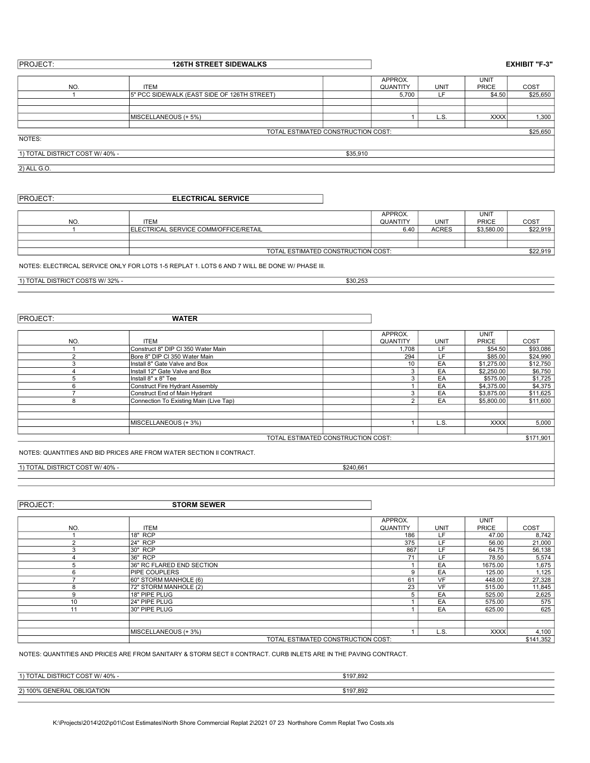**PROJECT:** **126TH STREET SIDEWALKS** **EXHIBIT "F-3"**

| NO. | ITEM | APPROX. QUANTITY | UNIT | UNIT PRICE | COST |
|---|---|---|---|---|---|
| 1 | 5" PCC SIDEWALK (EAST SIDE OF 126TH STREET) | 5,700 | LF | $4.50 | $25,650 |
| | | | | | |
| | MISCELLANEOUS (+ 5%) | 1 | L.S. | XXXX | 1,300 |
| | TOTAL ESTIMATED CONSTRUCTION COST: | | | | $25,650 |

NOTES:

1) TOTAL DISTRICT COST W/ 40% - $35,910

2) ALL G.O.

**PROJECT:** **ELECTRICAL SERVICE**

| NO. | ITEM | APPROX. QUANTITY | UNIT | UNIT PRICE | COST |
|---|---|---|---|---|---|
| 1 | ELECTRICAL SERVICE COMM/OFFICE/RETAIL | 6.40 | ACRES | $3,580.00 | $22,919 |
| | | | | | |
| | TOTAL ESTIMATED CONSTRUCTION COST: | | | | $22,919 |

NOTES: ELECTIRCAL SERVICE ONLY FOR LOTS 1-5 REPLAT 1. LOTS 6 AND 7 WILL BE DONE W/ PHASE III.

1) TOTAL DISTRICT COSTS W/ 32% - $30,253

**PROJECT:** **WATER**

| NO. | ITEM | APPROX. QUANTITY | UNIT | UNIT PRICE | COST |
|---|---|---|---|---|---|
| 1 | Construct 8" DIP Cl 350 Water Main | 1,708 | LF | $54.50 | $93,086 |
| 2 | Bore 8" DIP Cl 350 Water Main | 294 | LF | $85.00 | $24,990 |
| 3 | Install 8" Gate Valve and Box | 10 | EA | $1,275.00 | $12,750 |
| 4 | Install 12" Gate Valve and Box | 3 | EA | $2,250.00 | $6,750 |
| 5 | Install 8" x 8" Tee | 3 | EA | $575.00 | $1,725 |
| 6 | Construct Fire Hydrant Assembly | 1 | EA | $4,375.00 | $4,375 |
| 7 | Construct End of Main Hydrant | 3 | EA | $3,875.00 | $11,625 |
| 8 | Connection To Existing Main (Live Tap) | 2 | EA | $5,800.00 | $11,600 |
| | | | | | |
| | MISCELLANEOUS (+ 3%) | 1 | L.S. | XXXX | 5,000 |
| | TOTAL ESTIMATED CONSTRUCTION COST: | | | | $171,901 |

NOTES: QUANTITIES AND BID PRICES ARE FROM WATER SECTION II CONTRACT.

1) TOTAL DISTRICT COST W/ 40% - $240,661

**PROJECT:** **STORM SEWER**

| NO. | ITEM | APPROX. QUANTITY | UNIT | UNIT PRICE | COST |
|---|---|---|---|---|---|
| 1 | 18" RCP | 186 | LF | 47.00 | 8,742 |
| 2 | 24" RCP | 375 | LF | 56.00 | 21,000 |
| 3 | 30" RCP | 867 | LF | 64.75 | 56,138 |
| 4 | 36" RCP | 71 | LF | 78.50 | 5,574 |
| 5 | 36" RC FLARED END SECTION | 1 | EA | 1675.00 | 1,675 |
| 6 | PIPE COUPLERS | 9 | EA | 125.00 | 1,125 |
| 7 | 60" STORM MANHOLE (6) | 61 | VF | 448.00 | 27,328 |
| 8 | 72" STORM MANHOLE (2) | 23 | VF | 515.00 | 11,845 |
| 9 | 18" PIPE PLUG | 5 | EA | 525.00 | 2,625 |
| 10 | 24" PIPE PLUG | 1 | EA | 575.00 | 575 |
| 11 | 30" PIPE PLUG | 1 | EA | 625.00 | 625 |
| | | | | | |
| | MISCELLANEOUS (+ 3%) | 1 | L.S. | XXXX | 4,100 |
| | TOTAL ESTIMATED CONSTRUCTION COST: | | | | $141,352 |

NOTES: QUANTITIES AND PRICES ARE FROM SANITARY & STORM SECT II CONTRACT. CURB INLETS ARE IN THE PAVING CONTRACT.

1) TOTAL DISTRICT COST W/ 40% - $197,892

2) 100% GENERAL OBLIGATION $197,892

K:\Projects\2014\202\p01\Cost Estimates\North Shore Commercial Replat 2\2021 07 23 Northshore Comm Replat Two Costs.xls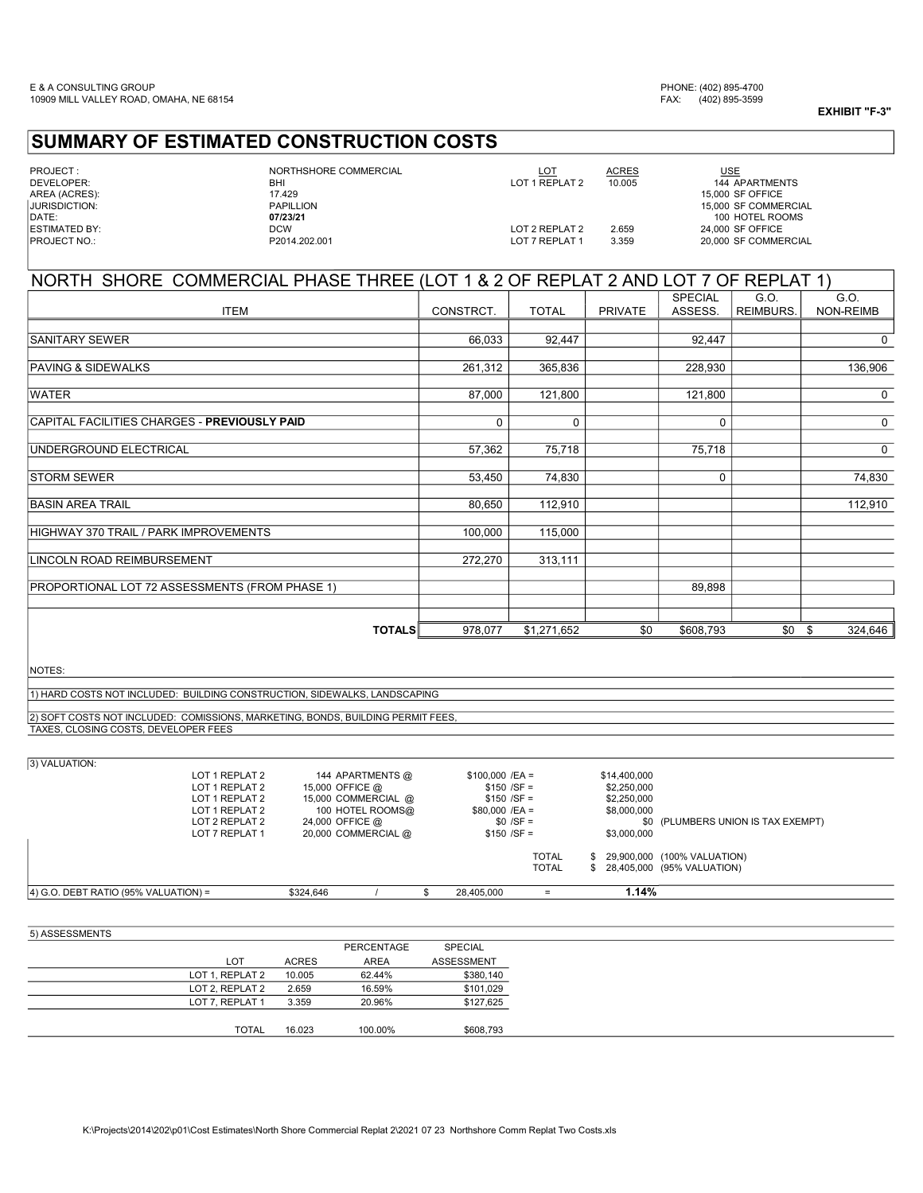E & A CONSULTING GROUP
10909 MILL VALLEY ROAD, OMAHA, NE 68154

PHONE: (402) 895-4700
FAX: (402) 895-3599

**EXHIBIT "F-3"**

# SUMMARY OF ESTIMATED CONSTRUCTION COSTS

| | | LOT | ACRES | USE |
|---|---|---|---|---|
| PROJECT : | NORTHSHORE COMMERCIAL | LOT 1 REPLAT 2 | 10.005 | 144 APARTMENTS |
| DEVELOPER: | BHI | | | 15,000 SF OFFICE |
| AREA (ACRES): | 17.429 | | | 15,000 SF COMMERCIAL |
| JURISDICTION: | PAPILLION | | | 100 HOTEL ROOMS |
| DATE: | **07/23/21** | | | |
| ESTIMATED BY: | DCW | LOT 2 REPLAT 2 | 2.659 | 24,000 SF OFFICE |
| PROJECT NO.: | P2014.202.001 | LOT 7 REPLAT 1 | 3.359 | 20,000 SF COMMERCIAL |

## NORTH SHORE COMMERCIAL PHASE THREE (LOT 1 & 2 OF REPLAT 2 AND LOT 7 OF REPLAT 1)

| ITEM | CONSTRCT. | TOTAL | PRIVATE | SPECIAL ASSESS. | G.O. REIMBURS. | G.O. NON-REIMB |
|---|---|---|---|---|---|---|
| SANITARY SEWER | 66,033 | 92,447 | | 92,447 | | 0 |
| PAVING & SIDEWALKS | 261,312 | 365,836 | | 228,930 | | 136,906 |
| WATER | 87,000 | 121,800 | | 121,800 | | 0 |
| CAPITAL FACILITIES CHARGES - **PREVIOUSLY PAID** | 0 | 0 | | 0 | | 0 |
| UNDERGROUND ELECTRICAL | 57,362 | 75,718 | | 75,718 | | 0 |
| STORM SEWER | 53,450 | 74,830 | | 0 | | 74,830 |
| BASIN AREA TRAIL | 80,650 | 112,910 | | | | 112,910 |
| HIGHWAY 370 TRAIL / PARK IMPROVEMENTS | 100,000 | 115,000 | | | | |
| LINCOLN ROAD REIMBURSEMENT | 272,270 | 313,111 | | | | |
| PROPORTIONAL LOT 72 ASSESSMENTS (FROM PHASE 1) | | | | 89,898 | | |
| **TOTALS** | 978,077 | $1,271,652 | $0 | $608,793 | $0 | $ 324,646 |

NOTES:

1) HARD COSTS NOT INCLUDED: BUILDING CONSTRUCTION, SIDEWALKS, LANDSCAPING

2) SOFT COSTS NOT INCLUDED: COMISSIONS, MARKETING, BONDS, BUILDING PERMIT FEES, TAXES, CLOSING COSTS, DEVELOPER FEES

3) VALUATION:

| LOT | USE | RATE | VALUE | |
|---|---|---|---|---|
| LOT 1 REPLAT 2 | 144 APARTMENTS @ | $100,000 /EA = | $14,400,000 | |
| LOT 1 REPLAT 2 | 15,000 OFFICE @ | $150 /SF = | $2,250,000 | |
| LOT 1 REPLAT 2 | 15,000 COMMERCIAL @ | $150 /SF = | $2,250,000 | |
| LOT 1 REPLAT 2 | 100 HOTEL ROOMS@ | $80,000 /EA = | $8,000,000 | |
| LOT 2 REPLAT 2 | 24,000 OFFICE @ | $0 /SF = | $0 | (PLUMBERS UNION IS TAX EXEMPT) |
| LOT 7 REPLAT 1 | 20,000 COMMERCIAL @ | $150 /SF = | $3,000,000 | |
| | | TOTAL | $ 29,900,000 | (100% VALUATION) |
| | | TOTAL | $ 28,405,000 | (95% VALUATION) |

4) G.O. DEBT RATIO (95% VALUATION) = $324,646 / $ 28,405,000 = **1.14%**

5) ASSESSMENTS

| LOT | ACRES | PERCENTAGE AREA | SPECIAL ASSESSMENT |
|---|---|---|---|
| LOT 1, REPLAT 2 | 10.005 | 62.44% | $380,140 |
| LOT 2, REPLAT 2 | 2.659 | 16.59% | $101,029 |
| LOT 7, REPLAT 1 | 3.359 | 20.96% | $127,625 |
| TOTAL | 16.023 | 100.00% | $608,793 |

K:\Projects\2014\202\p01\Cost Estimates\North Shore Commercial Replat 2\2021 07 23 Northshore Comm Replat Two Costs.xls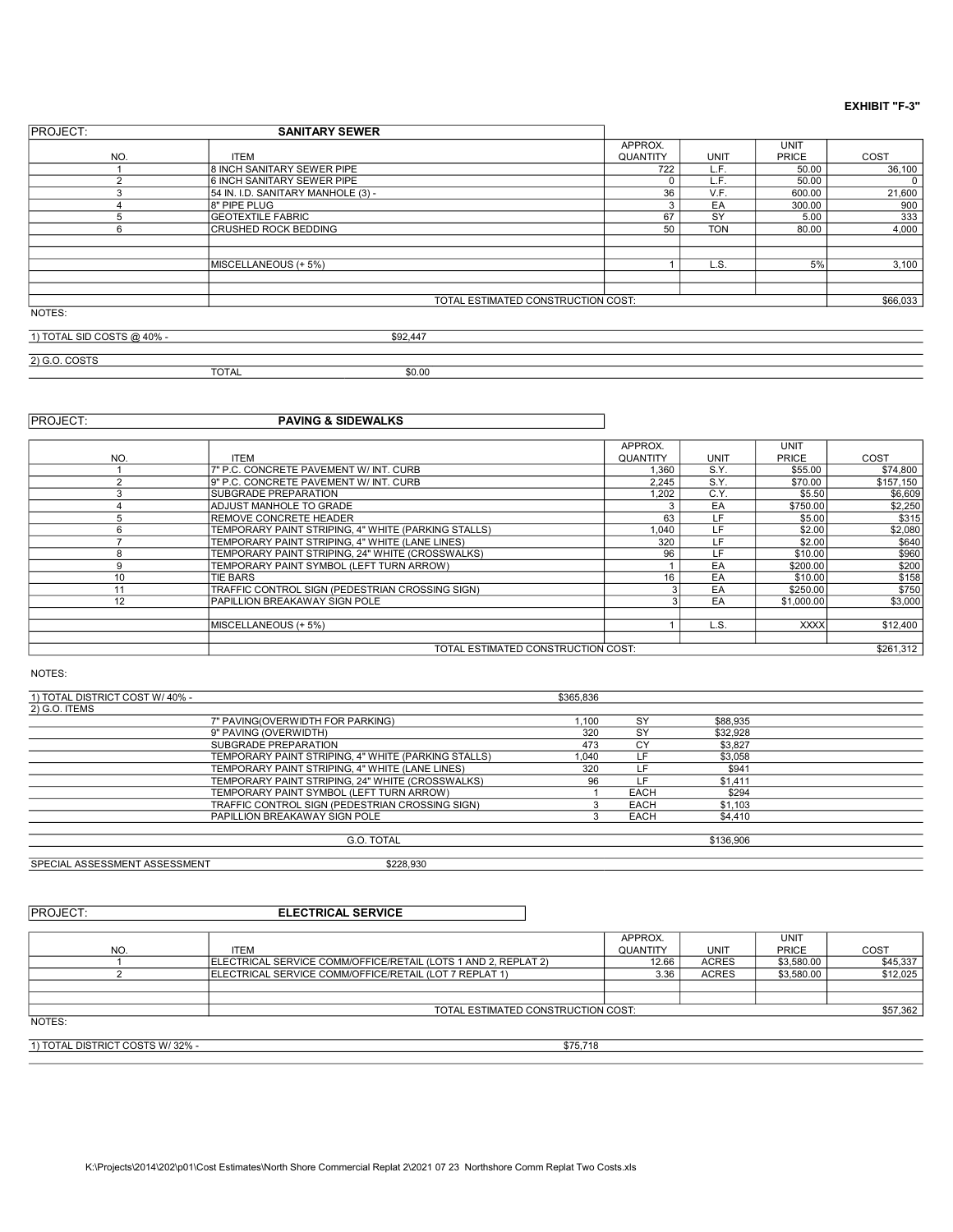**EXHIBIT "F-3"**

PROJECT: **SANITARY SEWER**

| NO. | ITEM | APPROX. QUANTITY | UNIT | UNIT PRICE | COST |
|---|---|---|---|---|---|
| 1 | 8 INCH SANITARY SEWER PIPE | 722 | L.F. | 50.00 | 36,100 |
| 2 | 6 INCH SANITARY SEWER PIPE | 0 | L.F. | 50.00 | 0 |
| 3 | 54 IN. I.D. SANITARY MANHOLE (3) - | 36 | V.F. | 600.00 | 21,600 |
| 4 | 8" PIPE PLUG | 3 | EA | 300.00 | 900 |
| 5 | GEOTEXTILE FABRIC | 67 | SY | 5.00 | 333 |
| 6 | CRUSHED ROCK BEDDING | 50 | TON | 80.00 | 4,000 |
| | | | | | |
| | MISCELLANEOUS (+ 5%) | 1 | L.S. | 5% | 3,100 |
| | | | | | |
| | TOTAL ESTIMATED CONSTRUCTION COST: | | | | $66,033 |

NOTES:

1) TOTAL SID COSTS @ 40% - $92,447

2) G.O. COSTS

TOTAL $0.00

PROJECT: **PAVING & SIDEWALKS**

| NO. | ITEM | APPROX. QUANTITY | UNIT | UNIT PRICE | COST |
|---|---|---|---|---|---|
| 1 | 7" P.C. CONCRETE PAVEMENT W/ INT. CURB | 1,360 | S.Y. | $55.00 | $74,800 |
| 2 | 9" P.C. CONCRETE PAVEMENT W/ INT. CURB | 2,245 | S.Y. | $70.00 | $157,150 |
| 3 | SUBGRADE PREPARATION | 1,202 | C.Y. | $5.50 | $6,609 |
| 4 | ADJUST MANHOLE TO GRADE | 3 | EA | $750.00 | $2,250 |
| 5 | REMOVE CONCRETE HEADER | 63 | LF | $5.00 | $315 |
| 6 | TEMPORARY PAINT STRIPING, 4" WHITE (PARKING STALLS) | 1,040 | LF | $2.00 | $2,080 |
| 7 | TEMPORARY PAINT STRIPING, 4" WHITE (LANE LINES) | 320 | LF | $2.00 | $640 |
| 8 | TEMPORARY PAINT STRIPING, 24" WHITE (CROSSWALKS) | 96 | LF | $10.00 | $960 |
| 9 | TEMPORARY PAINT SYMBOL (LEFT TURN ARROW) | 1 | EA | $200.00 | $200 |
| 10 | TIE BARS | 16 | EA | $10.00 | $158 |
| 11 | TRAFFIC CONTROL SIGN (PEDESTRIAN CROSSING SIGN) | 3 | EA | $250.00 | $750 |
| 12 | PAPILLION BREAKAWAY SIGN POLE | 3 | EA | $1,000.00 | $3,000 |
| | | | | | |
| | MISCELLANEOUS (+ 5%) | 1 | L.S. | XXXX | $12,400 |
| | | | | | |
| | TOTAL ESTIMATED CONSTRUCTION COST: | | | | $261,312 |

NOTES:

1) TOTAL DISTRICT COST W/ 40% - $365,836

2) G.O. ITEMS

| ITEM | QUANTITY | UNIT | COST |
|---|---|---|---|
| 7" PAVING(OVERWIDTH FOR PARKING) | 1,100 | SY | $88,935 |
| 9" PAVING (OVERWIDTH) | 320 | SY | $32,928 |
| SUBGRADE PREPARATION | 473 | CY | $3,827 |
| TEMPORARY PAINT STRIPING, 4" WHITE (PARKING STALLS) | 1,040 | LF | $3,058 |
| TEMPORARY PAINT STRIPING, 4" WHITE (LANE LINES) | 320 | LF | $941 |
| TEMPORARY PAINT STRIPING, 24" WHITE (CROSSWALKS) | 96 | LF | $1,411 |
| TEMPORARY PAINT SYMBOL (LEFT TURN ARROW) | 1 | EACH | $294 |
| TRAFFIC CONTROL SIGN (PEDESTRIAN CROSSING SIGN) | 3 | EACH | $1,103 |
| PAPILLION BREAKAWAY SIGN POLE | 3 | EACH | $4,410 |
| | | | |
| G.O. TOTAL | | | $136,906 |

SPECIAL ASSESSMENT ASSESSMENT $228,930

PROJECT: **ELECTRICAL SERVICE**

| NO. | ITEM | APPROX. QUANTITY | UNIT | UNIT PRICE | COST |
|---|---|---|---|---|---|
| 1 | ELECTRICAL SERVICE COMM/OFFICE/RETAIL (LOTS 1 AND 2, REPLAT 2) | 12.66 | ACRES | $3,580.00 | $45,337 |
| 2 | ELECTRICAL SERVICE COMM/OFFICE/RETAIL (LOT 7 REPLAT 1) | 3.36 | ACRES | $3,580.00 | $12,025 |
| | | | | | |
| | TOTAL ESTIMATED CONSTRUCTION COST: | | | | $57,362 |

NOTES:

1) TOTAL DISTRICT COSTS W/ 32% - $75,718

K:\Projects\2014\202\p01\Cost Estimates\North Shore Commercial Replat 2\2021 07 23 Northshore Comm Replat Two Costs.xls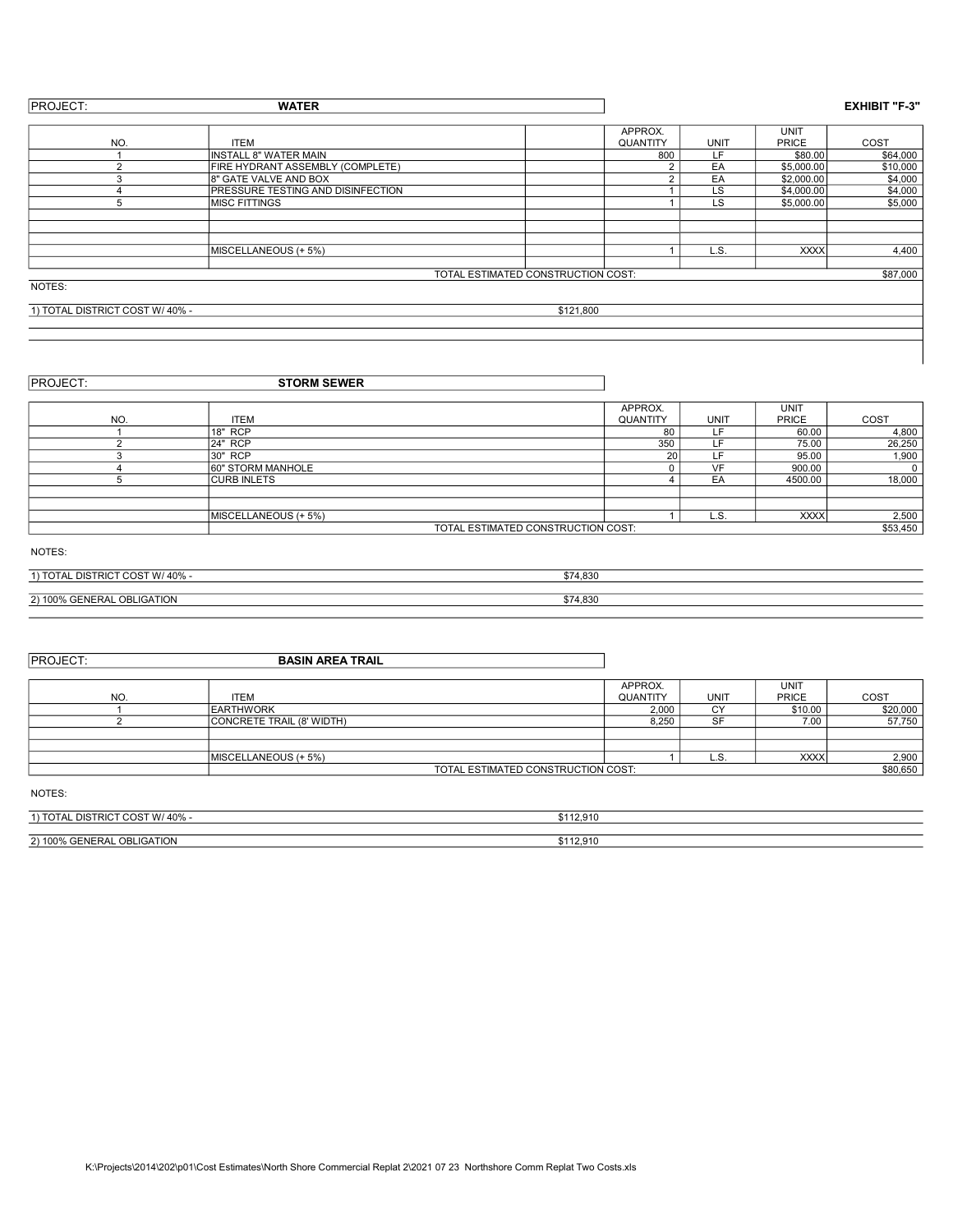**EXHIBIT "F-3"**

PROJECT: **WATER**

| NO. | ITEM | APPROX. QUANTITY | UNIT | UNIT PRICE | COST |
|---|---|---|---|---|---|
| 1 | INSTALL 8" WATER MAIN | 800 | LF | $80.00 | $64,000 |
| 2 | FIRE HYDRANT ASSEMBLY (COMPLETE) | 2 | EA | $5,000.00 | $10,000 |
| 3 | 8" GATE VALVE AND BOX | 2 | EA | $2,000.00 | $4,000 |
| 4 | PRESSURE TESTING AND DISINFECTION | 1 | LS | $4,000.00 | $4,000 |
| 5 | MISC FITTINGS | 1 | LS | $5,000.00 | $5,000 |
| | MISCELLANEOUS (+ 5%) | 1 | L.S. | XXXX | 4,400 |
| | TOTAL ESTIMATED CONSTRUCTION COST: | | | | $87,000 |

NOTES:

1) TOTAL DISTRICT COST W/ 40% - $121,800

PROJECT: **STORM SEWER**

| NO. | ITEM | APPROX. QUANTITY | UNIT | UNIT PRICE | COST |
|---|---|---|---|---|---|
| 1 | 18" RCP | 80 | LF | 60.00 | 4,800 |
| 2 | 24" RCP | 350 | LF | 75.00 | 26,250 |
| 3 | 30" RCP | 20 | LF | 95.00 | 1,900 |
| 4 | 60" STORM MANHOLE | 0 | VF | 900.00 | 0 |
| 5 | CURB INLETS | 4 | EA | 4500.00 | 18,000 |
| | MISCELLANEOUS (+ 5%) | 1 | L.S. | XXXX | 2,500 |
| | TOTAL ESTIMATED CONSTRUCTION COST: | | | | $53,450 |

NOTES:

1) TOTAL DISTRICT COST W/ 40% - $74,830

2) 100% GENERAL OBLIGATION $74,830

PROJECT: **BASIN AREA TRAIL**

| NO. | ITEM | APPROX. QUANTITY | UNIT | UNIT PRICE | COST |
|---|---|---|---|---|---|
| 1 | EARTHWORK | 2,000 | CY | $10.00 | $20,000 |
| 2 | CONCRETE TRAIL (8' WIDTH) | 8,250 | SF | 7.00 | 57,750 |
| | MISCELLANEOUS (+ 5%) | 1 | L.S. | XXXX | 2,900 |
| | TOTAL ESTIMATED CONSTRUCTION COST: | | | | $80,650 |

NOTES:

1) TOTAL DISTRICT COST W/ 40% - $112,910

2) 100% GENERAL OBLIGATION $112,910

K:\Projects\2014\202\p01\Cost Estimates\North Shore Commercial Replat 2\2021 07 23 Northshore Comm Replat Two Costs.xls